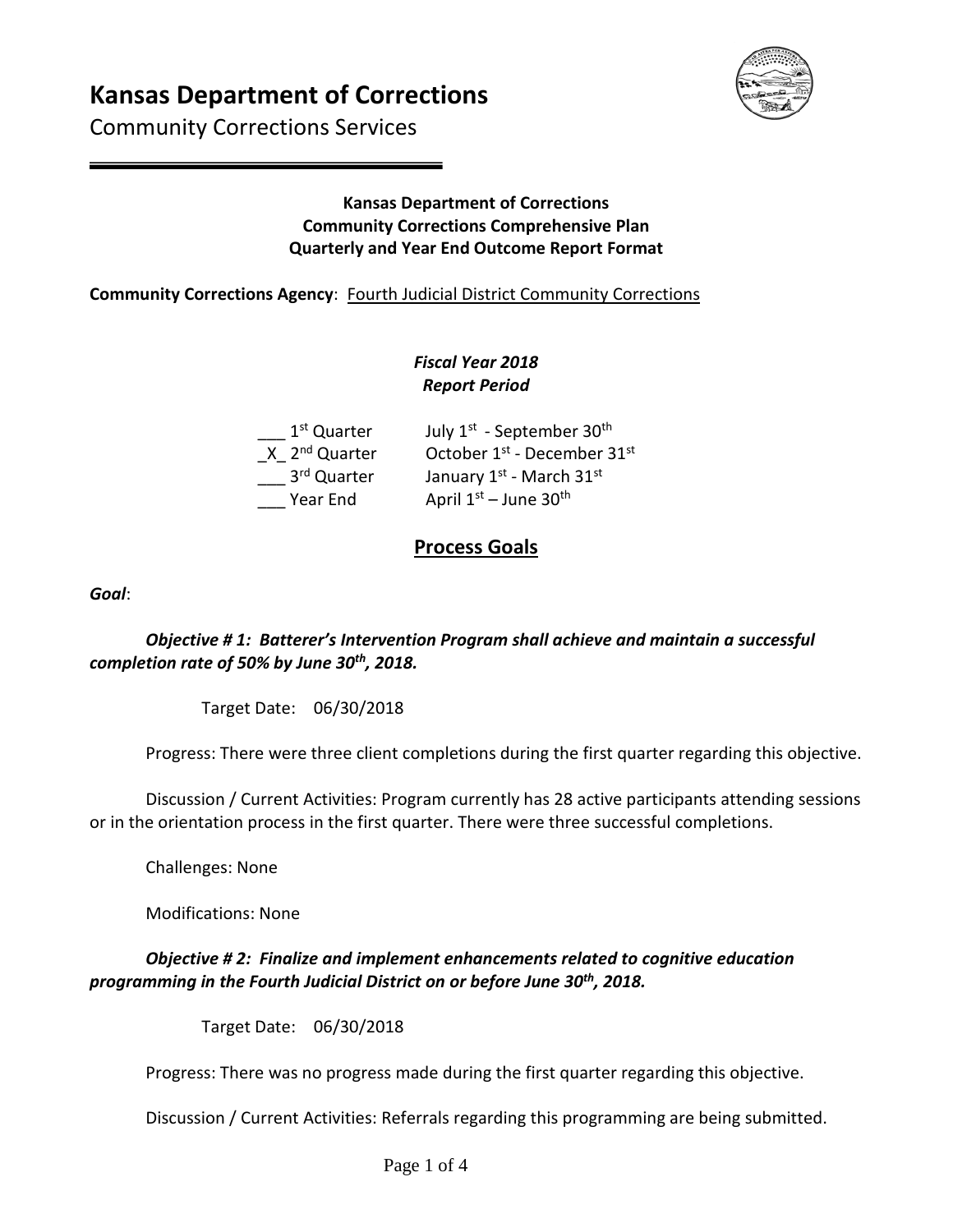# Kansas Department of Corrections

Community Corrections Services

**Kansas Department of Corrections**
**Community Corrections Comprehensive Plan**
**Quarterly and Year End Outcome Report Format**

**Community Corrections Agency**: Fourth Judicial District Community Corrections

***Fiscal Year 2018***
***Report Period***

___ 1st Quarter   July 1st - September 30th
_X_ 2nd Quarter   October 1st - December 31st
___ 3rd Quarter   January 1st - March 31st
___ Year End   April 1st – June 30th

## Process Goals

***Goal***:

***Objective # 1: Batterer's Intervention Program shall achieve and maintain a successful completion rate of 50% by June 30th, 2018.***

Target Date: 06/30/2018

Progress: There were three client completions during the first quarter regarding this objective.

Discussion / Current Activities: Program currently has 28 active participants attending sessions or in the orientation process in the first quarter. There were three successful completions.

Challenges: None

Modifications: None

***Objective # 2: Finalize and implement enhancements related to cognitive education programming in the Fourth Judicial District on or before June 30th, 2018.***

Target Date: 06/30/2018

Progress: There was no progress made during the first quarter regarding this objective.

Discussion / Current Activities: Referrals regarding this programming are being submitted.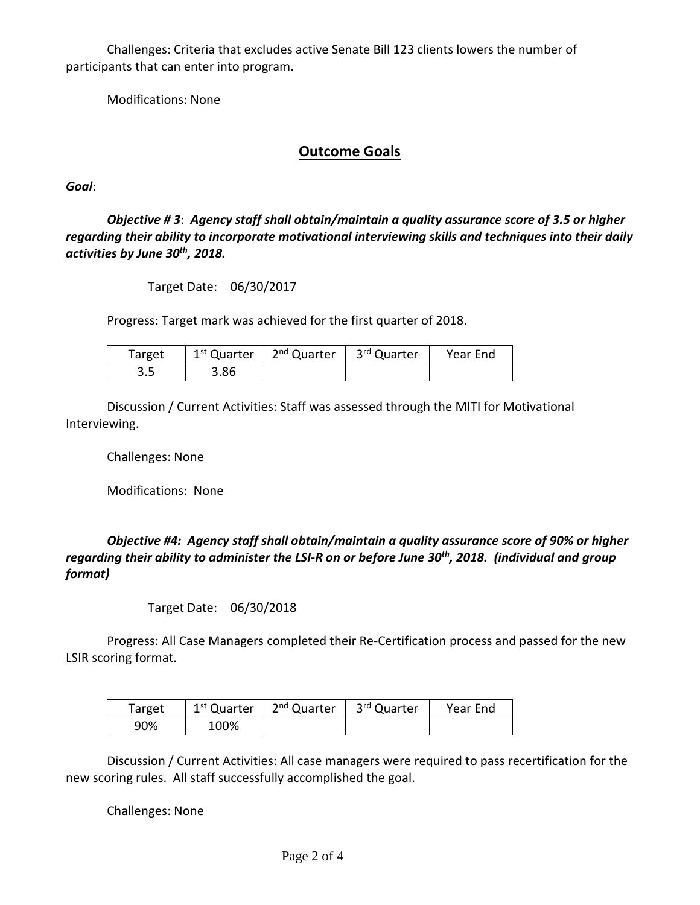Challenges: Criteria that excludes active Senate Bill 123 clients lowers the number of participants that can enter into program.

Modifications: None

## Outcome Goals

***Goal***:

***Objective # 3***: ***Agency staff shall obtain/maintain a quality assurance score of 3.5 or higher regarding their ability to incorporate motivational interviewing skills and techniques into their daily activities by June 30th, 2018.***

Target Date: 06/30/2017

Progress: Target mark was achieved for the first quarter of 2018.

| Target | 1st Quarter | 2nd Quarter | 3rd Quarter | Year End |
|---|---|---|---|---|
| 3.5 | 3.86 | | | |

Discussion / Current Activities: Staff was assessed through the MITI for Motivational Interviewing.

Challenges: None

Modifications: None

***Objective #4: Agency staff shall obtain/maintain a quality assurance score of 90% or higher regarding their ability to administer the LSI-R on or before June 30th, 2018. (individual and group format)***

Target Date: 06/30/2018

Progress: All Case Managers completed their Re-Certification process and passed for the new LSIR scoring format.

| Target | 1st Quarter | 2nd Quarter | 3rd Quarter | Year End |
|---|---|---|---|---|
| 90% | 100% | | | |

Discussion / Current Activities: All case managers were required to pass recertification for the new scoring rules. All staff successfully accomplished the goal.

Challenges: None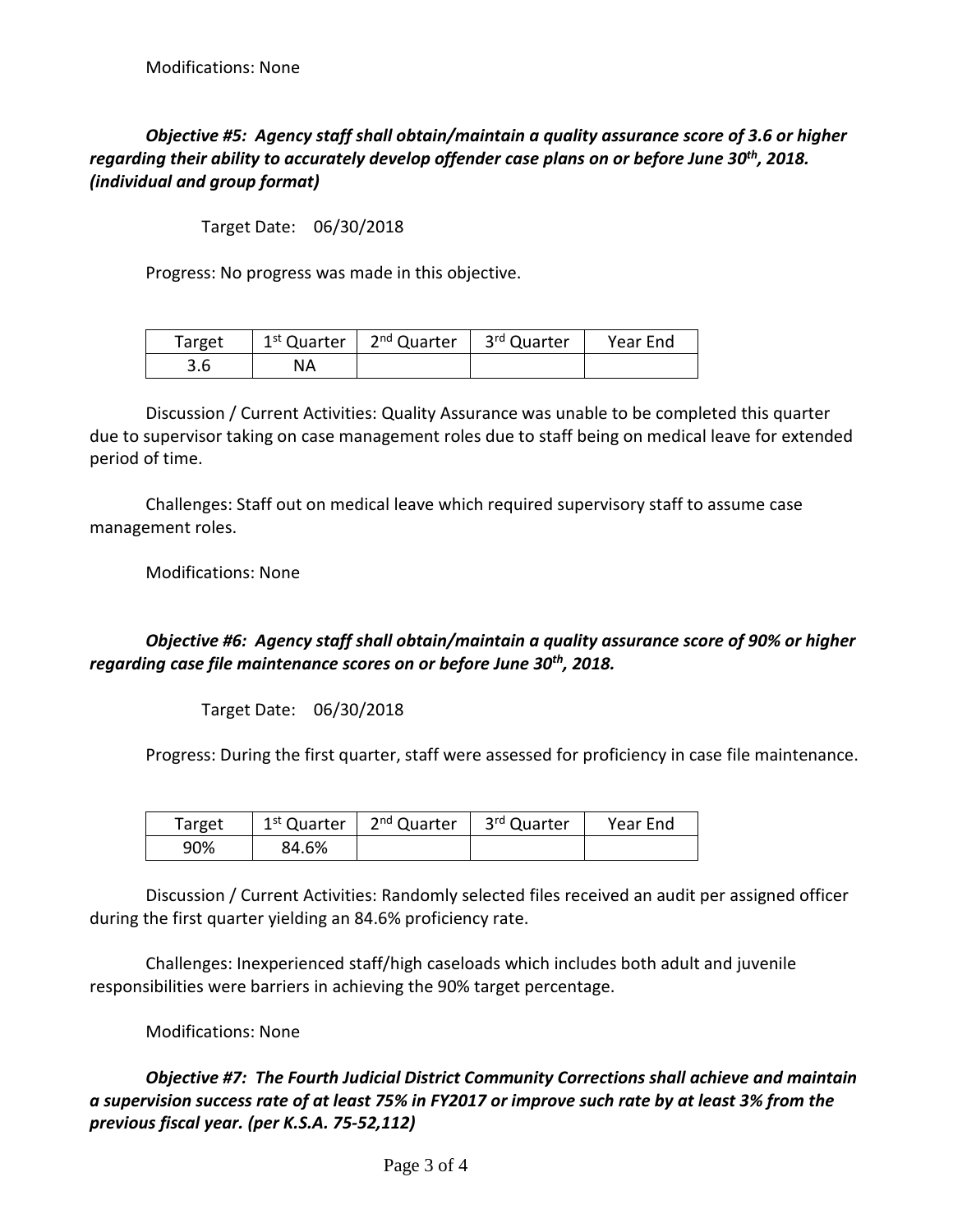Modifications: None

***Objective #5: Agency staff shall obtain/maintain a quality assurance score of 3.6 or higher regarding their ability to accurately develop offender case plans on or before June 30th, 2018. (individual and group format)***

Target Date: 06/30/2018

Progress: No progress was made in this objective.

| Target | 1st Quarter | 2nd Quarter | 3rd Quarter | Year End |
|---|---|---|---|---|
| 3.6 | NA | | | |

Discussion / Current Activities: Quality Assurance was unable to be completed this quarter due to supervisor taking on case management roles due to staff being on medical leave for extended period of time.

Challenges: Staff out on medical leave which required supervisory staff to assume case management roles.

Modifications: None

***Objective #6: Agency staff shall obtain/maintain a quality assurance score of 90% or higher regarding case file maintenance scores on or before June 30th, 2018.***

Target Date: 06/30/2018

Progress: During the first quarter, staff were assessed for proficiency in case file maintenance.

| Target | 1st Quarter | 2nd Quarter | 3rd Quarter | Year End |
|---|---|---|---|---|
| 90% | 84.6% | | | |

Discussion / Current Activities: Randomly selected files received an audit per assigned officer during the first quarter yielding an 84.6% proficiency rate.

Challenges: Inexperienced staff/high caseloads which includes both adult and juvenile responsibilities were barriers in achieving the 90% target percentage.

Modifications: None

***Objective #7: The Fourth Judicial District Community Corrections shall achieve and maintain a supervision success rate of at least 75% in FY2017 or improve such rate by at least 3% from the previous fiscal year. (per K.S.A. 75-52,112)***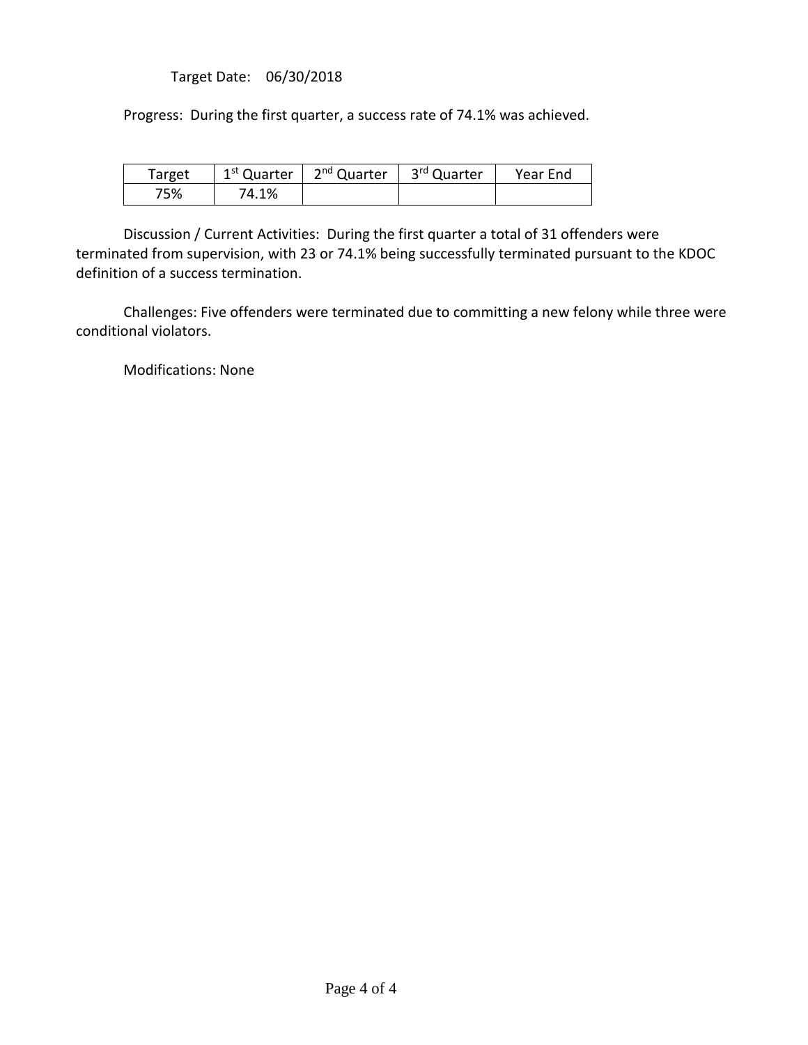Target Date: 06/30/2018

Progress: During the first quarter, a success rate of 74.1% was achieved.

| Target | 1st Quarter | 2nd Quarter | 3rd Quarter | Year End |
|---|---|---|---|---|
| 75% | 74.1% | | | |

Discussion / Current Activities: During the first quarter a total of 31 offenders were terminated from supervision, with 23 or 74.1% being successfully terminated pursuant to the KDOC definition of a success termination.

Challenges: Five offenders were terminated due to committing a new felony while three were conditional violators.

Modifications: None